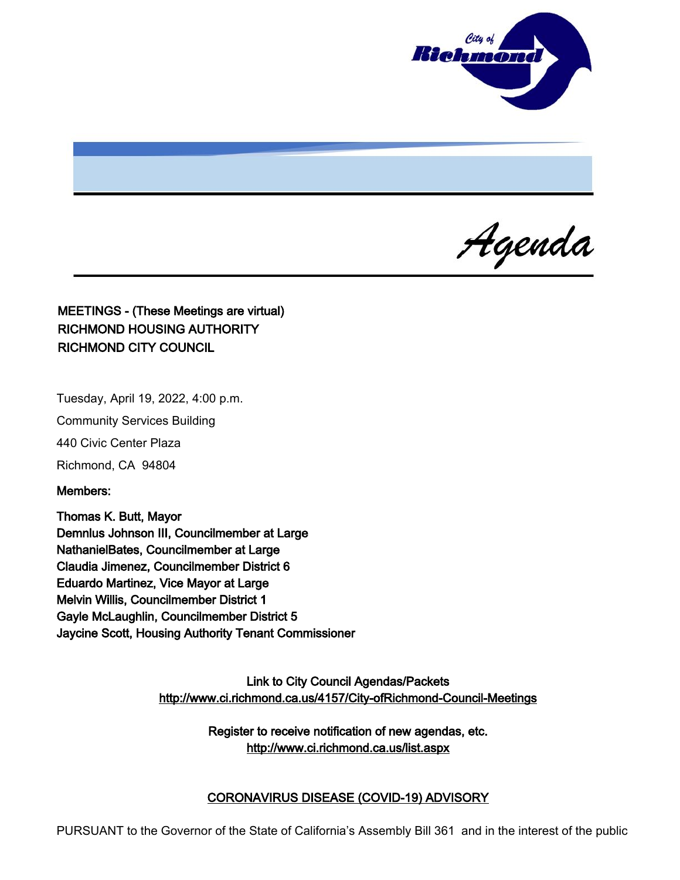# Agenda

**MEETINGS - (These Meetings are virtual)**
**RICHMOND HOUSING AUTHORITY**
**RICHMOND CITY COUNCIL**

Tuesday, April 19, 2022, 4:00 p.m.

Community Services Building

440 Civic Center Plaza

Richmond, CA 94804

**Members:**

**Thomas K. Butt, Mayor**
**Demnlus Johnson III, Councilmember at Large**
**NathanielBates, Councilmember at Large**
**Claudia Jimenez, Councilmember District 6**
**Eduardo Martinez, Vice Mayor at Large**
**Melvin Willis, Councilmember District 1**
**Gayle McLaughlin, Councilmember District 5**
**Jaycine Scott, Housing Authority Tenant Commissioner**

**Link to City Council Agendas/Packets**
**http://www.ci.richmond.ca.us/4157/City-ofRichmond-Council-Meetings**

**Register to receive notification of new agendas, etc.**
**http://www.ci.richmond.ca.us/list.aspx**

**CORONAVIRUS DISEASE (COVID-19) ADVISORY**

PURSUANT to the Governor of the State of California's Assembly Bill 361 and in the interest of the public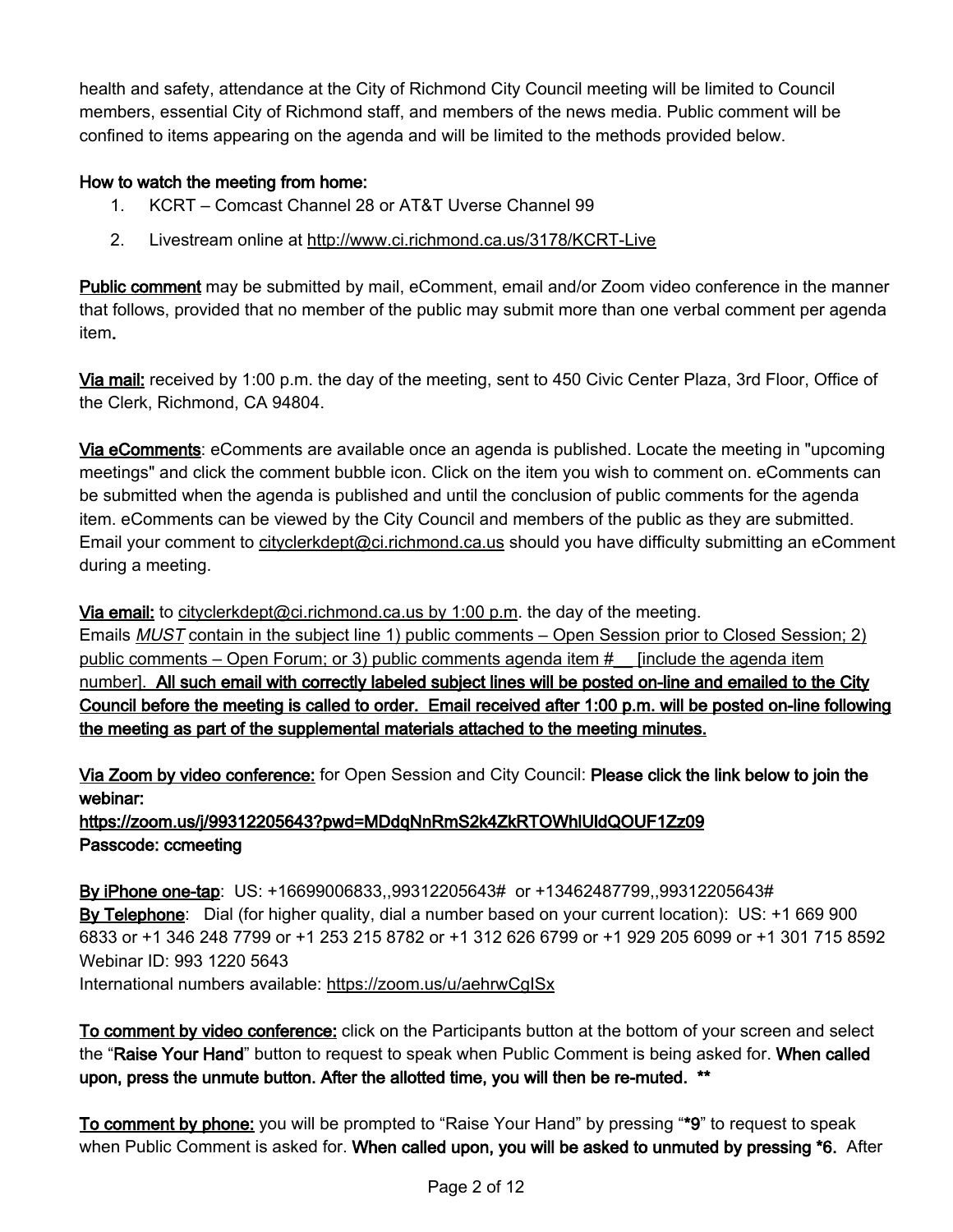health and safety, attendance at the City of Richmond City Council meeting will be limited to Council members, essential City of Richmond staff, and members of the news media. Public comment will be confined to items appearing on the agenda and will be limited to the methods provided below.

**How to watch the meeting from home:**

1. KCRT – Comcast Channel 28 or AT&T Uverse Channel 99
2. Livestream online at http://www.ci.richmond.ca.us/3178/KCRT-Live

**Public comment** may be submitted by mail, eComment, email and/or Zoom video conference in the manner that follows, provided that no member of the public may submit more than one verbal comment per agenda item.

**Via mail:** received by 1:00 p.m. the day of the meeting, sent to 450 Civic Center Plaza, 3rd Floor, Office of the Clerk, Richmond, CA 94804.

**Via eComments**: eComments are available once an agenda is published. Locate the meeting in "upcoming meetings" and click the comment bubble icon. Click on the item you wish to comment on. eComments can be submitted when the agenda is published and until the conclusion of public comments for the agenda item. eComments can be viewed by the City Council and members of the public as they are submitted. Email your comment to cityclerkdept@ci.richmond.ca.us should you have difficulty submitting an eComment during a meeting.

**Via email:** to cityclerkdept@ci.richmond.ca.us by 1:00 p.m. the day of the meeting.
Emails *MUST* contain in the subject line 1) public comments – Open Session prior to Closed Session; 2) public comments – Open Forum; or 3) public comments agenda item #__ [include the agenda item number]. **All such email with correctly labeled subject lines will be posted on-line and emailed to the City Council before the meeting is called to order. Email received after 1:00 p.m. will be posted on-line following the meeting as part of the supplemental materials attached to the meeting minutes.**

**Via Zoom by video conference:** for Open Session and City Council: **Please click the link below to join the webinar:**
**https://zoom.us/j/99312205643?pwd=MDdqNnRmS2k4ZkRTOWhlUldQOUF1Zz09**
**Passcode: ccmeeting**

**By iPhone one-tap**: US: +16699006833,,99312205643# or +13462487799,,99312205643#
**By Telephone**: Dial (for higher quality, dial a number based on your current location): US: +1 669 900 6833 or +1 346 248 7799 or +1 253 215 8782 or +1 312 626 6799 or +1 929 205 6099 or +1 301 715 8592
Webinar ID: 993 1220 5643
International numbers available: https://zoom.us/u/aehrwCgISx

**To comment by video conference:** click on the Participants button at the bottom of your screen and select the "**Raise Your Hand**" button to request to speak when Public Comment is being asked for. **When called upon, press the unmute button. After the allotted time, you will then be re-muted. \*\***

**To comment by phone:** you will be prompted to "Raise Your Hand" by pressing "**\*9**" to request to speak when Public Comment is asked for. **When called upon, you will be asked to unmuted by pressing \*6.** After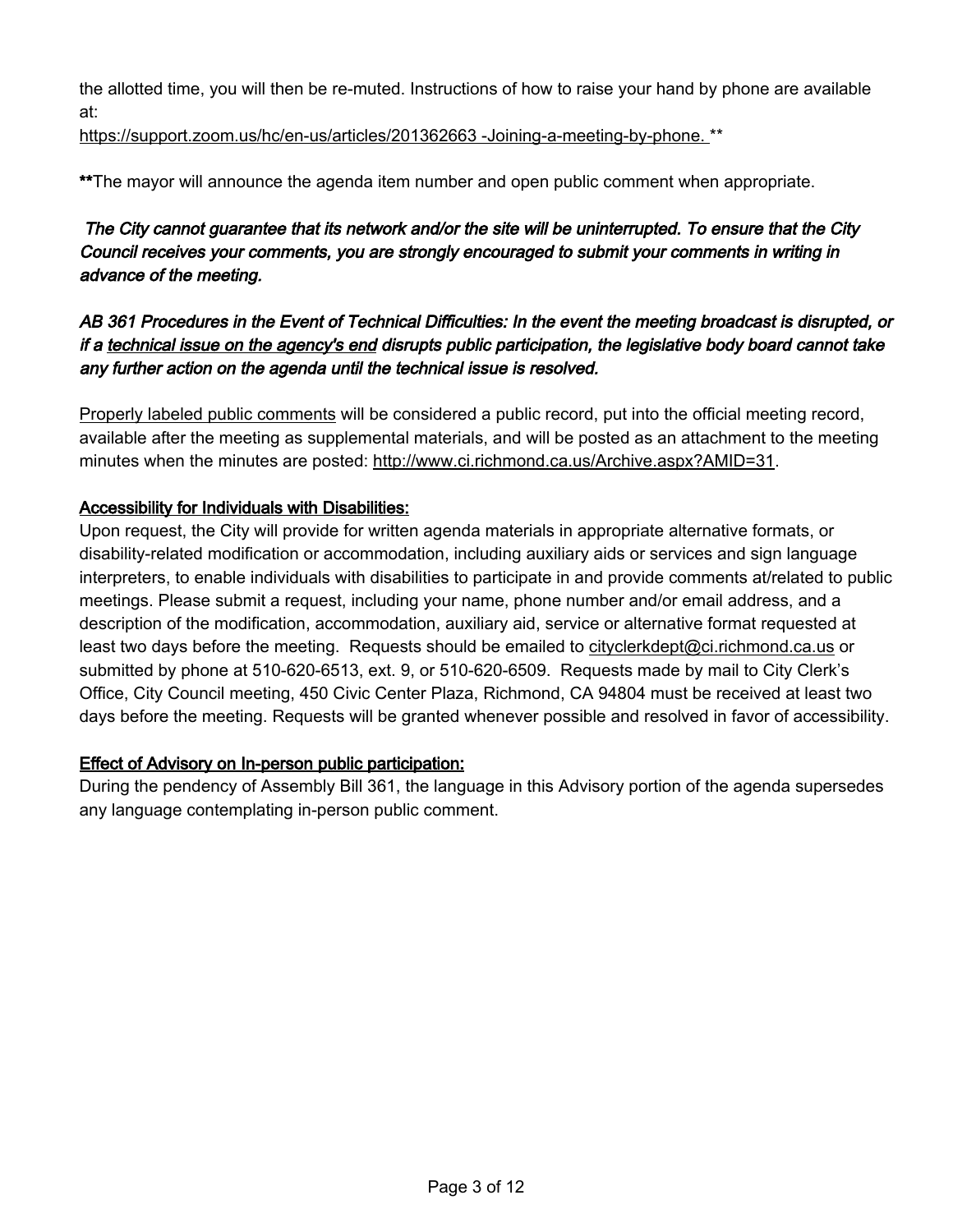the allotted time, you will then be re-muted. Instructions of how to raise your hand by phone are available at:
https://support.zoom.us/hc/en-us/articles/201362663 -Joining-a-meeting-by-phone. **

**The mayor will announce the agenda item number and open public comment when appropriate.

***The City cannot guarantee that its network and/or the site will be uninterrupted. To ensure that the City Council receives your comments, you are strongly encouraged to submit your comments in writing in advance of the meeting.***

***AB 361 Procedures in the Event of Technical Difficulties: In the event the meeting broadcast is disrupted, or if a technical issue on the agency's end disrupts public participation, the legislative body board cannot take any further action on the agenda until the technical issue is resolved.***

Properly labeled public comments will be considered a public record, put into the official meeting record, available after the meeting as supplemental materials, and will be posted as an attachment to the meeting minutes when the minutes are posted: http://www.ci.richmond.ca.us/Archive.aspx?AMID=31.

**Accessibility for Individuals with Disabilities:**

Upon request, the City will provide for written agenda materials in appropriate alternative formats, or disability-related modification or accommodation, including auxiliary aids or services and sign language interpreters, to enable individuals with disabilities to participate in and provide comments at/related to public meetings. Please submit a request, including your name, phone number and/or email address, and a description of the modification, accommodation, auxiliary aid, service or alternative format requested at least two days before the meeting. Requests should be emailed to cityclerkdept@ci.richmond.ca.us or submitted by phone at 510-620-6513, ext. 9, or 510-620-6509. Requests made by mail to City Clerk's Office, City Council meeting, 450 Civic Center Plaza, Richmond, CA 94804 must be received at least two days before the meeting. Requests will be granted whenever possible and resolved in favor of accessibility.

**Effect of Advisory on In-person public participation:**

During the pendency of Assembly Bill 361, the language in this Advisory portion of the agenda supersedes any language contemplating in-person public comment.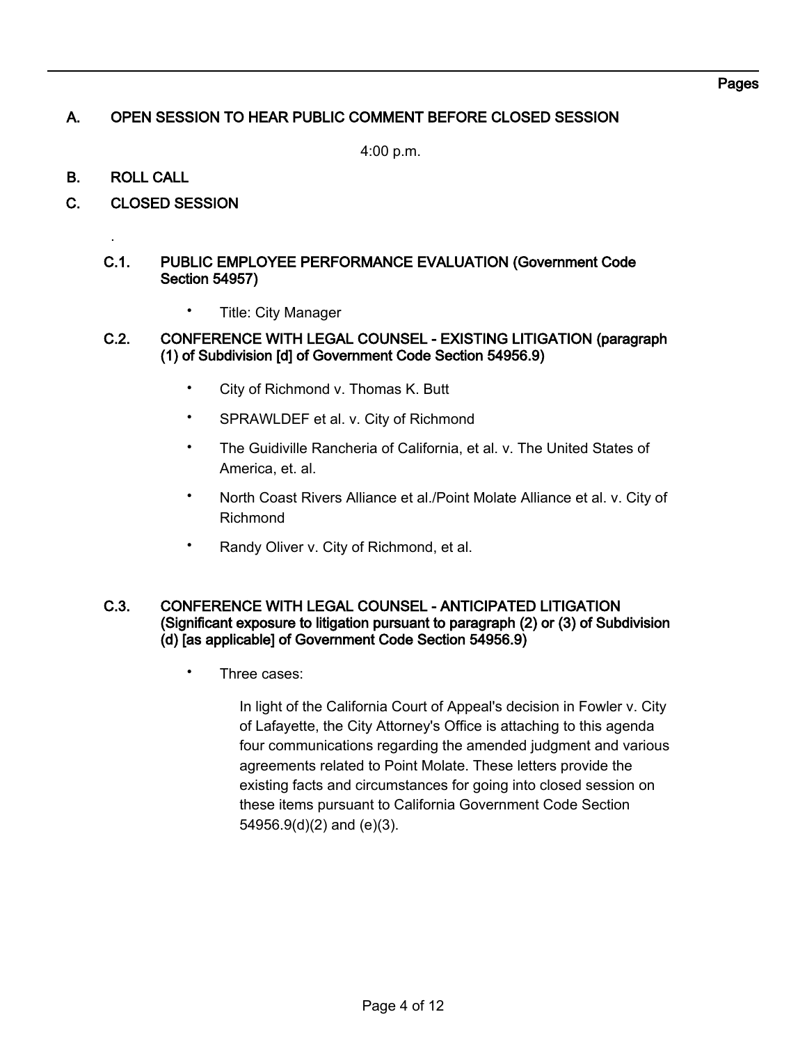Pages

## A. OPEN SESSION TO HEAR PUBLIC COMMENT BEFORE CLOSED SESSION

4:00 p.m.

## B. ROLL CALL

## C. CLOSED SESSION

.

### C.1. PUBLIC EMPLOYEE PERFORMANCE EVALUATION (Government Code Section 54957)

- Title: City Manager

### C.2. CONFERENCE WITH LEGAL COUNSEL - EXISTING LITIGATION (paragraph (1) of Subdivision [d] of Government Code Section 54956.9)

- City of Richmond v. Thomas K. Butt
- SPRAWLDEF et al. v. City of Richmond
- The Guidiville Rancheria of California, et al. v. The United States of America, et. al.
- North Coast Rivers Alliance et al./Point Molate Alliance et al. v. City of Richmond
- Randy Oliver v. City of Richmond, et al.

### C.3. CONFERENCE WITH LEGAL COUNSEL - ANTICIPATED LITIGATION (Significant exposure to litigation pursuant to paragraph (2) or (3) of Subdivision (d) [as applicable] of Government Code Section 54956.9)

- Three cases:

  In light of the California Court of Appeal's decision in Fowler v. City of Lafayette, the City Attorney's Office is attaching to this agenda four communications regarding the amended judgment and various agreements related to Point Molate. These letters provide the existing facts and circumstances for going into closed session on these items pursuant to California Government Code Section 54956.9(d)(2) and (e)(3).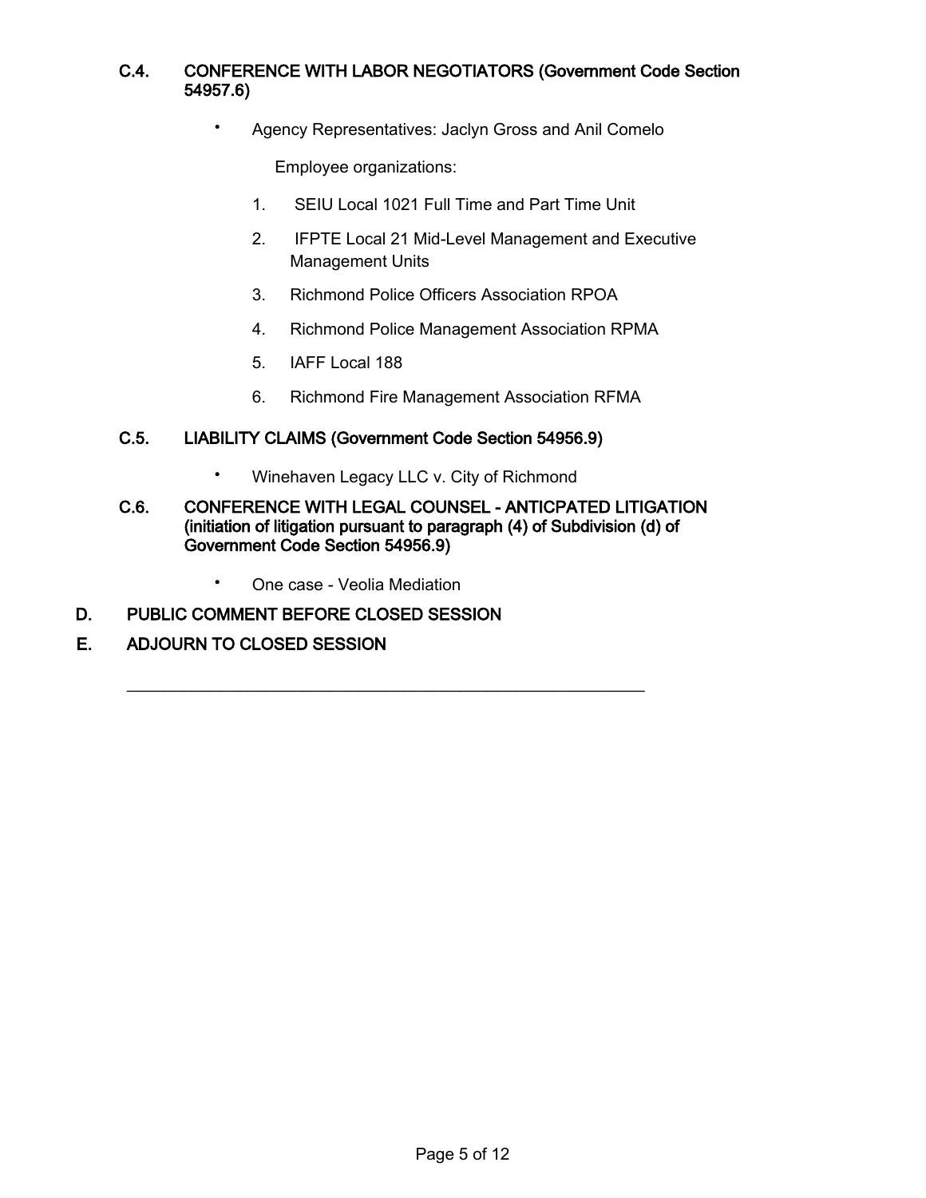### C.4. CONFERENCE WITH LABOR NEGOTIATORS (Government Code Section 54957.6)

- Agency Representatives: Jaclyn Gross and Anil Comelo

  Employee organizations:

  1. SEIU Local 1021 Full Time and Part Time Unit
  2. IFPTE Local 21 Mid-Level Management and Executive Management Units
  3. Richmond Police Officers Association RPOA
  4. Richmond Police Management Association RPMA
  5. IAFF Local 188
  6. Richmond Fire Management Association RFMA

### C.5. LIABILITY CLAIMS (Government Code Section 54956.9)

- Winehaven Legacy LLC v. City of Richmond

### C.6. CONFERENCE WITH LEGAL COUNSEL - ANTICPATED LITIGATION (initiation of litigation pursuant to paragraph (4) of Subdivision (d) of Government Code Section 54956.9)

- One case - Veolia Mediation

## D. PUBLIC COMMENT BEFORE CLOSED SESSION

## E. ADJOURN TO CLOSED SESSION

---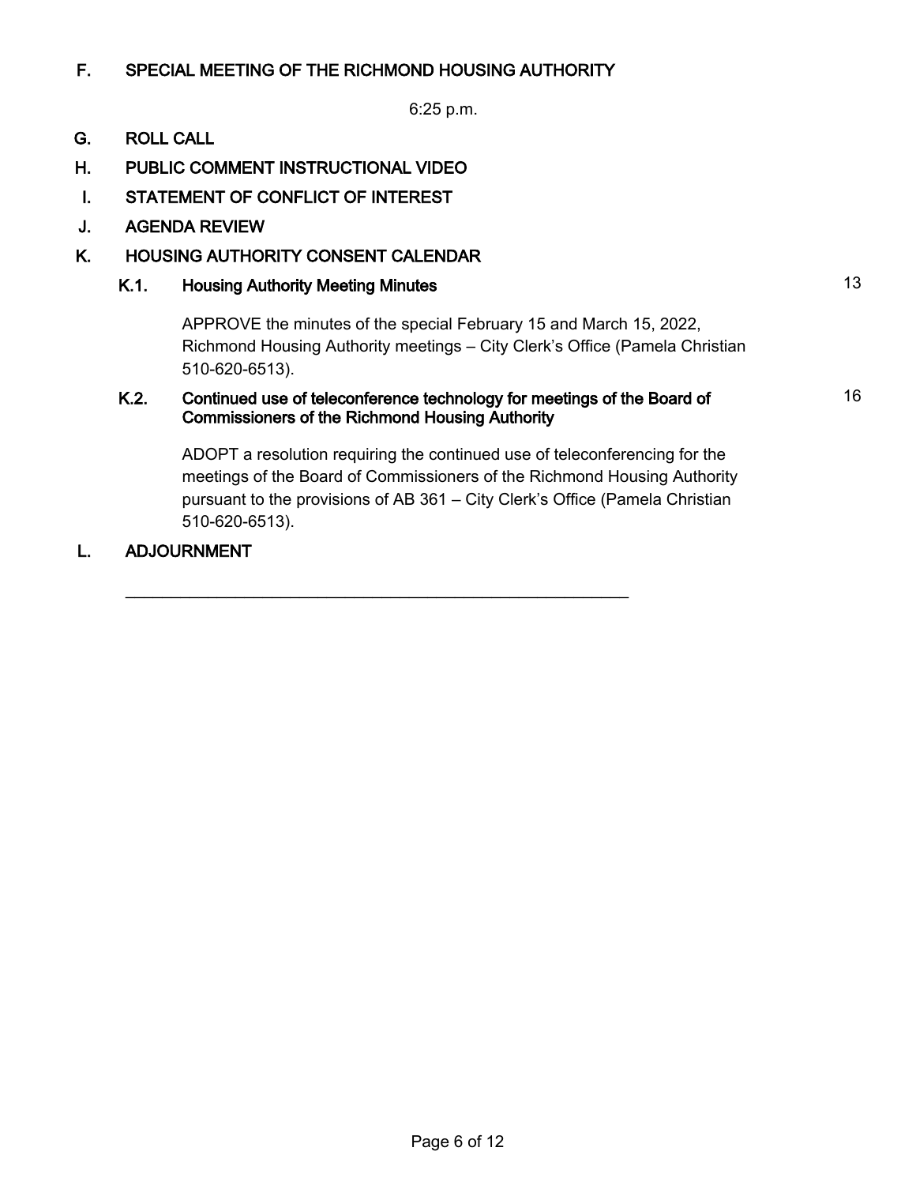## F. SPECIAL MEETING OF THE RICHMOND HOUSING AUTHORITY

6:25 p.m.

## G. ROLL CALL

## H. PUBLIC COMMENT INSTRUCTIONAL VIDEO

## I. STATEMENT OF CONFLICT OF INTEREST

## J. AGENDA REVIEW

## K. HOUSING AUTHORITY CONSENT CALENDAR

### K.1. Housing Authority Meeting Minutes — 13

APPROVE the minutes of the special February 15 and March 15, 2022, Richmond Housing Authority meetings – City Clerk's Office (Pamela Christian 510-620-6513).

### K.2. Continued use of teleconference technology for meetings of the Board of Commissioners of the Richmond Housing Authority — 16

ADOPT a resolution requiring the continued use of teleconferencing for the meetings of the Board of Commissioners of the Richmond Housing Authority pursuant to the provisions of AB 361 – City Clerk's Office (Pamela Christian 510-620-6513).

## L. ADJOURNMENT

---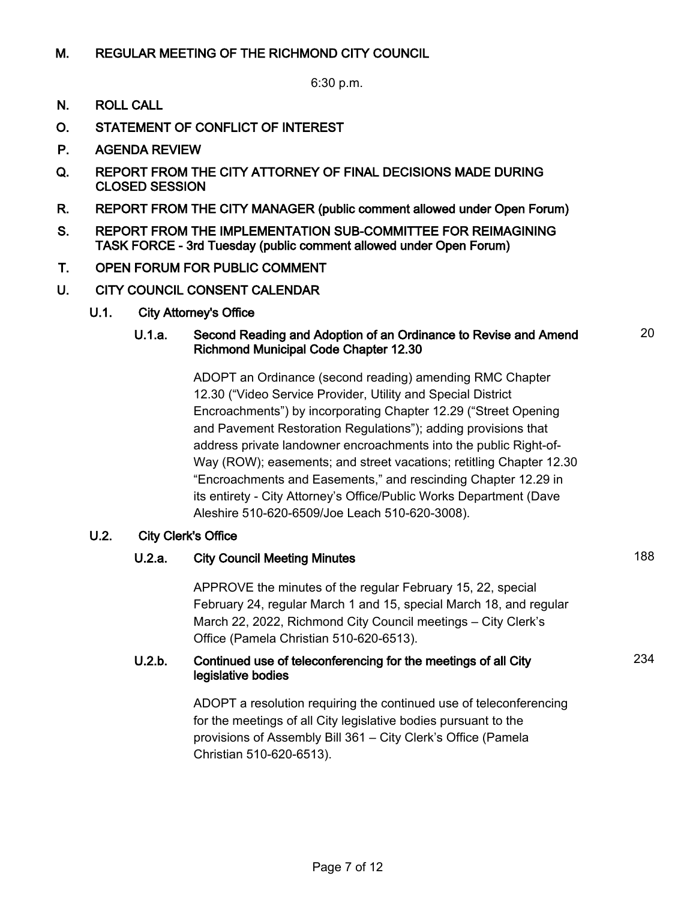## M. REGULAR MEETING OF THE RICHMOND CITY COUNCIL

6:30 p.m.

## N. ROLL CALL

## O. STATEMENT OF CONFLICT OF INTEREST

## P. AGENDA REVIEW

## Q. REPORT FROM THE CITY ATTORNEY OF FINAL DECISIONS MADE DURING CLOSED SESSION

## R. REPORT FROM THE CITY MANAGER (public comment allowed under Open Forum)

## S. REPORT FROM THE IMPLEMENTATION SUB-COMMITTEE FOR REIMAGINING TASK FORCE - 3rd Tuesday (public comment allowed under Open Forum)

## T. OPEN FORUM FOR PUBLIC COMMENT

## U. CITY COUNCIL CONSENT CALENDAR

### U.1. City Attorney's Office

#### U.1.a. Second Reading and Adoption of an Ordinance to Revise and Amend Richmond Municipal Code Chapter 12.30 — 20

ADOPT an Ordinance (second reading) amending RMC Chapter 12.30 ("Video Service Provider, Utility and Special District Encroachments") by incorporating Chapter 12.29 ("Street Opening and Pavement Restoration Regulations"); adding provisions that address private landowner encroachments into the public Right-of-Way (ROW); easements; and street vacations; retitling Chapter 12.30 "Encroachments and Easements," and rescinding Chapter 12.29 in its entirety - City Attorney's Office/Public Works Department (Dave Aleshire 510-620-6509/Joe Leach 510-620-3008).

### U.2. City Clerk's Office

#### U.2.a. City Council Meeting Minutes — 188

APPROVE the minutes of the regular February 15, 22, special February 24, regular March 1 and 15, special March 18, and regular March 22, 2022, Richmond City Council meetings – City Clerk's Office (Pamela Christian 510-620-6513).

#### U.2.b. Continued use of teleconferencing for the meetings of all City legislative bodies — 234

ADOPT a resolution requiring the continued use of teleconferencing for the meetings of all City legislative bodies pursuant to the provisions of Assembly Bill 361 – City Clerk's Office (Pamela Christian 510-620-6513).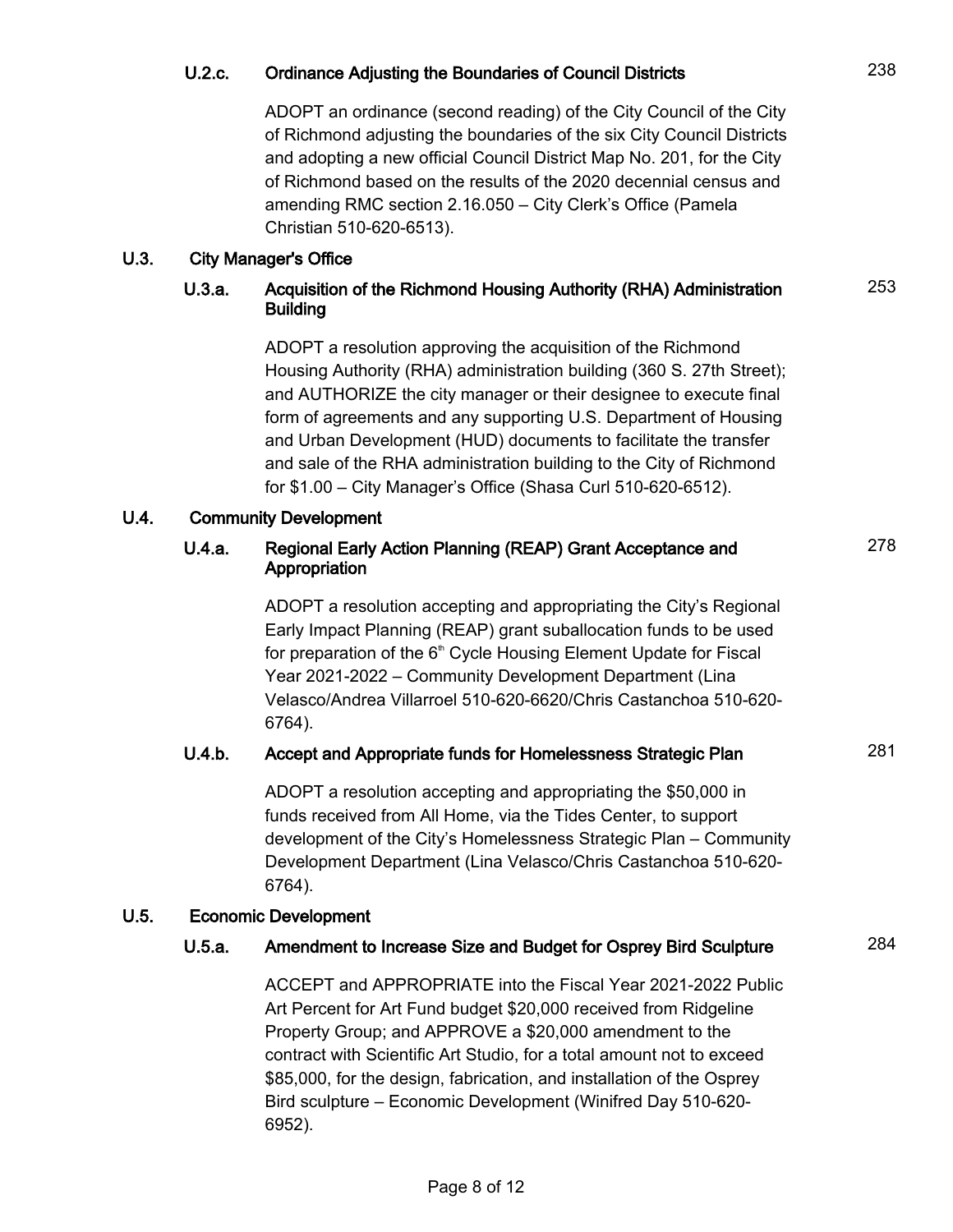**U.2.c. Ordinance Adjusting the Boundaries of Council Districts** 238

ADOPT an ordinance (second reading) of the City Council of the City of Richmond adjusting the boundaries of the six City Council Districts and adopting a new official Council District Map No. 201, for the City of Richmond based on the results of the 2020 decennial census and amending RMC section 2.16.050 – City Clerk's Office (Pamela Christian 510-620-6513).

**U.3. City Manager's Office**

**U.3.a. Acquisition of the Richmond Housing Authority (RHA) Administration Building** 253

ADOPT a resolution approving the acquisition of the Richmond Housing Authority (RHA) administration building (360 S. 27th Street); and AUTHORIZE the city manager or their designee to execute final form of agreements and any supporting U.S. Department of Housing and Urban Development (HUD) documents to facilitate the transfer and sale of the RHA administration building to the City of Richmond for $1.00 – City Manager's Office (Shasa Curl 510-620-6512).

**U.4. Community Development**

**U.4.a. Regional Early Action Planning (REAP) Grant Acceptance and Appropriation** 278

ADOPT a resolution accepting and appropriating the City's Regional Early Impact Planning (REAP) grant suballocation funds to be used for preparation of the 6th Cycle Housing Element Update for Fiscal Year 2021-2022 – Community Development Department (Lina Velasco/Andrea Villarroel 510-620-6620/Chris Castanchoa 510-620-6764).

**U.4.b. Accept and Appropriate funds for Homelessness Strategic Plan** 281

ADOPT a resolution accepting and appropriating the $50,000 in funds received from All Home, via the Tides Center, to support development of the City's Homelessness Strategic Plan – Community Development Department (Lina Velasco/Chris Castanchoa 510-620-6764).

**U.5. Economic Development**

**U.5.a. Amendment to Increase Size and Budget for Osprey Bird Sculpture** 284

ACCEPT and APPROPRIATE into the Fiscal Year 2021-2022 Public Art Percent for Art Fund budget $20,000 received from Ridgeline Property Group; and APPROVE a $20,000 amendment to the contract with Scientific Art Studio, for a total amount not to exceed $85,000, for the design, fabrication, and installation of the Osprey Bird sculpture – Economic Development (Winifred Day 510-620-6952).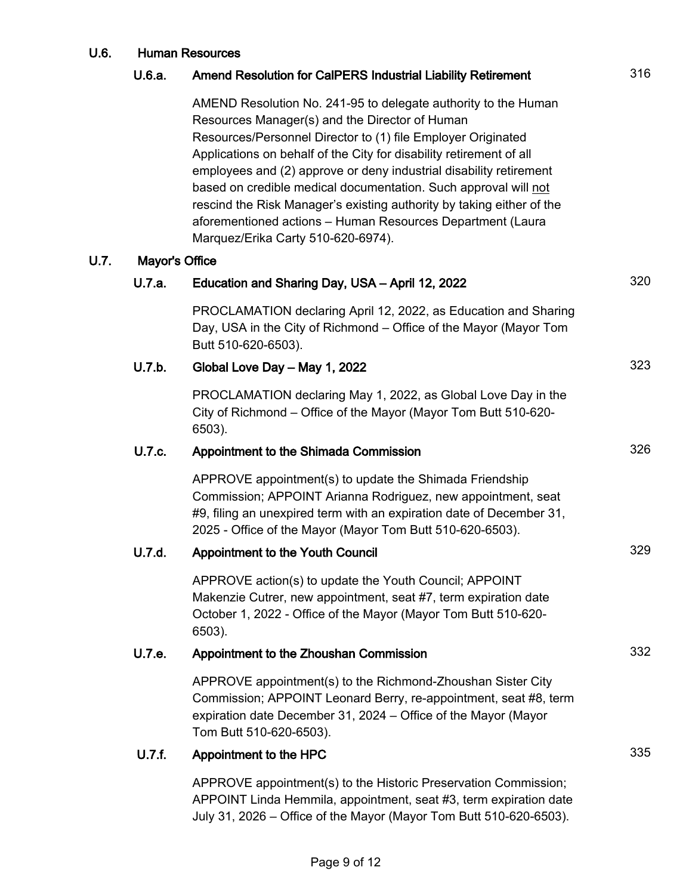## U.6. Human Resources

### U.6.a. Amend Resolution for CalPERS Industrial Liability Retirement — 316

AMEND Resolution No. 241-95 to delegate authority to the Human Resources Manager(s) and the Director of Human Resources/Personnel Director to (1) file Employer Originated Applications on behalf of the City for disability retirement of all employees and (2) approve or deny industrial disability retirement based on credible medical documentation. Such approval will <u>not</u> rescind the Risk Manager's existing authority by taking either of the aforementioned actions – Human Resources Department (Laura Marquez/Erika Carty 510-620-6974).

## U.7. Mayor's Office

### U.7.a. Education and Sharing Day, USA – April 12, 2022 — 320

PROCLAMATION declaring April 12, 2022, as Education and Sharing Day, USA in the City of Richmond – Office of the Mayor (Mayor Tom Butt 510-620-6503).

### U.7.b. Global Love Day – May 1, 2022 — 323

PROCLAMATION declaring May 1, 2022, as Global Love Day in the City of Richmond – Office of the Mayor (Mayor Tom Butt 510-620-6503).

### U.7.c. Appointment to the Shimada Commission — 326

APPROVE appointment(s) to update the Shimada Friendship Commission; APPOINT Arianna Rodriguez, new appointment, seat #9, filing an unexpired term with an expiration date of December 31, 2025 - Office of the Mayor (Mayor Tom Butt 510-620-6503).

### U.7.d. Appointment to the Youth Council — 329

APPROVE action(s) to update the Youth Council; APPOINT Makenzie Cutrer, new appointment, seat #7, term expiration date October 1, 2022 - Office of the Mayor (Mayor Tom Butt 510-620-6503).

### U.7.e. Appointment to the Zhoushan Commission — 332

APPROVE appointment(s) to the Richmond-Zhoushan Sister City Commission; APPOINT Leonard Berry, re-appointment, seat #8, term expiration date December 31, 2024 – Office of the Mayor (Mayor Tom Butt 510-620-6503).

### U.7.f. Appointment to the HPC — 335

APPROVE appointment(s) to the Historic Preservation Commission; APPOINT Linda Hemmila, appointment, seat #3, term expiration date July 31, 2026 – Office of the Mayor (Mayor Tom Butt 510-620-6503).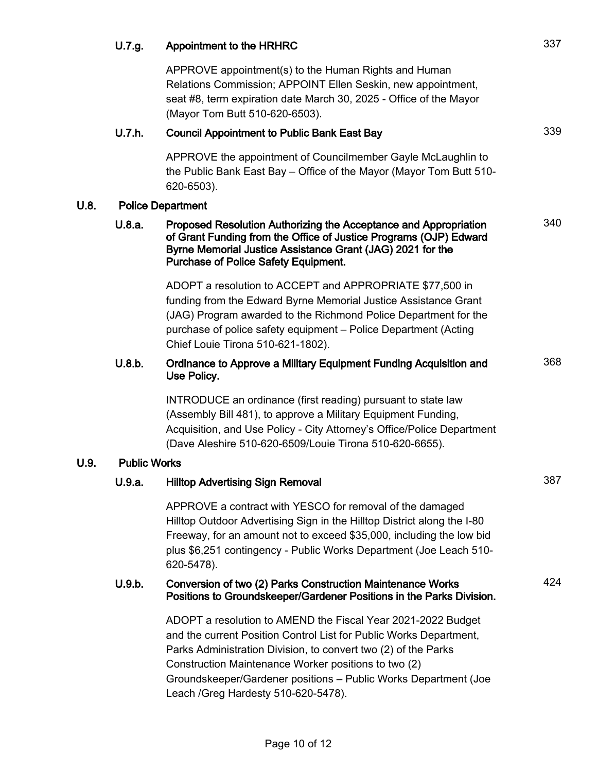**U.7.g. Appointment to the HRHRC** 337

APPROVE appointment(s) to the Human Rights and Human Relations Commission; APPOINT Ellen Seskin, new appointment, seat #8, term expiration date March 30, 2025 - Office of the Mayor (Mayor Tom Butt 510-620-6503).

**U.7.h. Council Appointment to Public Bank East Bay** 339

APPROVE the appointment of Councilmember Gayle McLaughlin to the Public Bank East Bay – Office of the Mayor (Mayor Tom Butt 510-620-6503).

## U.8. Police Department

**U.8.a. Proposed Resolution Authorizing the Acceptance and Appropriation of Grant Funding from the Office of Justice Programs (OJP) Edward Byrne Memorial Justice Assistance Grant (JAG) 2021 for the Purchase of Police Safety Equipment.** 340

ADOPT a resolution to ACCEPT and APPROPRIATE $77,500 in funding from the Edward Byrne Memorial Justice Assistance Grant (JAG) Program awarded to the Richmond Police Department for the purchase of police safety equipment – Police Department (Acting Chief Louie Tirona 510-621-1802).

**U.8.b. Ordinance to Approve a Military Equipment Funding Acquisition and Use Policy.** 368

INTRODUCE an ordinance (first reading) pursuant to state law (Assembly Bill 481), to approve a Military Equipment Funding, Acquisition, and Use Policy - City Attorney's Office/Police Department (Dave Aleshire 510-620-6509/Louie Tirona 510-620-6655).

## U.9. Public Works

**U.9.a. Hilltop Advertising Sign Removal** 387

APPROVE a contract with YESCO for removal of the damaged Hilltop Outdoor Advertising Sign in the Hilltop District along the I-80 Freeway, for an amount not to exceed $35,000, including the low bid plus $6,251 contingency - Public Works Department (Joe Leach 510-620-5478).

**U.9.b. Conversion of two (2) Parks Construction Maintenance Works Positions to Groundskeeper/Gardener Positions in the Parks Division.** 424

ADOPT a resolution to AMEND the Fiscal Year 2021-2022 Budget and the current Position Control List for Public Works Department, Parks Administration Division, to convert two (2) of the Parks Construction Maintenance Worker positions to two (2) Groundskeeper/Gardener positions – Public Works Department (Joe Leach /Greg Hardesty 510-620-5478).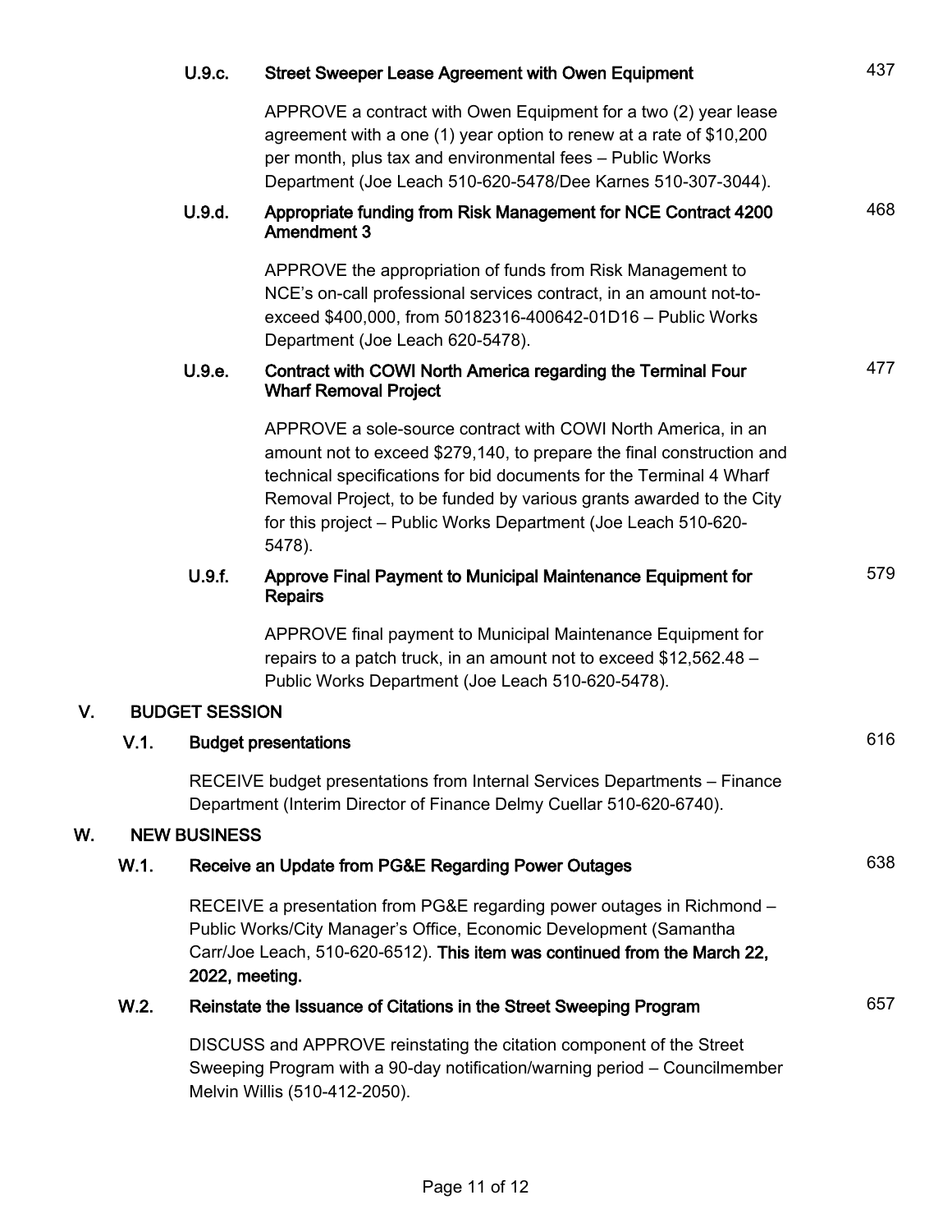**U.9.c. Street Sweeper Lease Agreement with Owen Equipment** 437

APPROVE a contract with Owen Equipment for a two (2) year lease agreement with a one (1) year option to renew at a rate of $10,200 per month, plus tax and environmental fees – Public Works Department (Joe Leach 510-620-5478/Dee Karnes 510-307-3044).

**U.9.d. Appropriate funding from Risk Management for NCE Contract 4200 Amendment 3** 468

APPROVE the appropriation of funds from Risk Management to NCE's on-call professional services contract, in an amount not-to-exceed $400,000, from 50182316-400642-01D16 – Public Works Department (Joe Leach 620-5478).

**U.9.e. Contract with COWI North America regarding the Terminal Four Wharf Removal Project** 477

APPROVE a sole-source contract with COWI North America, in an amount not to exceed $279,140, to prepare the final construction and technical specifications for bid documents for the Terminal 4 Wharf Removal Project, to be funded by various grants awarded to the City for this project – Public Works Department (Joe Leach 510-620-5478).

**U.9.f. Approve Final Payment to Municipal Maintenance Equipment for Repairs** 579

APPROVE final payment to Municipal Maintenance Equipment for repairs to a patch truck, in an amount not to exceed $12,562.48 – Public Works Department (Joe Leach 510-620-5478).

## V. BUDGET SESSION

**V.1. Budget presentations** 616

RECEIVE budget presentations from Internal Services Departments – Finance Department (Interim Director of Finance Delmy Cuellar 510-620-6740).

## W. NEW BUSINESS

**W.1. Receive an Update from PG&E Regarding Power Outages** 638

RECEIVE a presentation from PG&E regarding power outages in Richmond – Public Works/City Manager's Office, Economic Development (Samantha Carr/Joe Leach, 510-620-6512). **This item was continued from the March 22, 2022, meeting.**

**W.2. Reinstate the Issuance of Citations in the Street Sweeping Program** 657

DISCUSS and APPROVE reinstating the citation component of the Street Sweeping Program with a 90-day notification/warning period – Councilmember Melvin Willis (510-412-2050).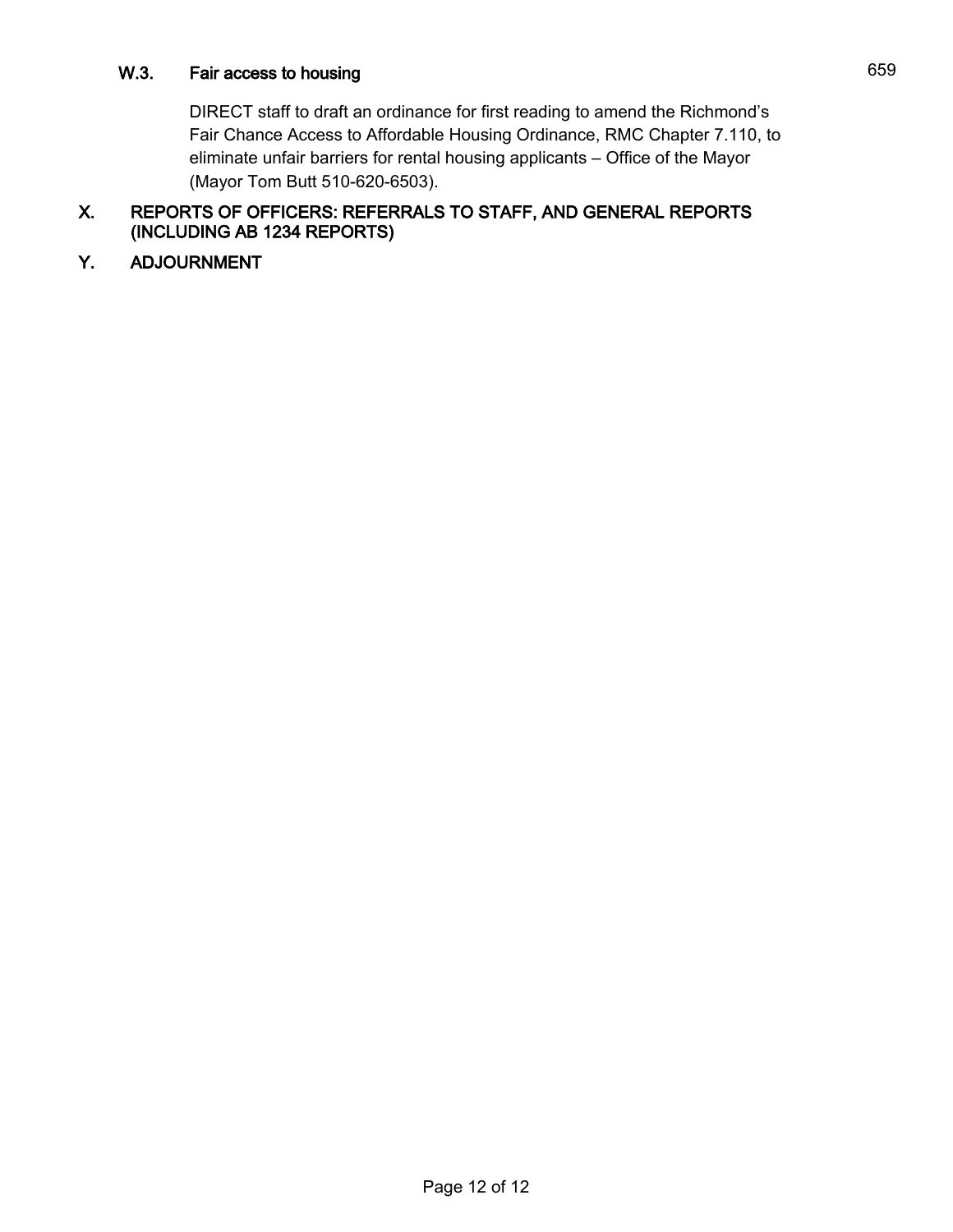### W.3. Fair access to housing

DIRECT staff to draft an ordinance for first reading to amend the Richmond's Fair Chance Access to Affordable Housing Ordinance, RMC Chapter 7.110, to eliminate unfair barriers for rental housing applicants – Office of the Mayor (Mayor Tom Butt 510-620-6503).

## X. REPORTS OF OFFICERS: REFERRALS TO STAFF, AND GENERAL REPORTS (INCLUDING AB 1234 REPORTS)

## Y. ADJOURNMENT